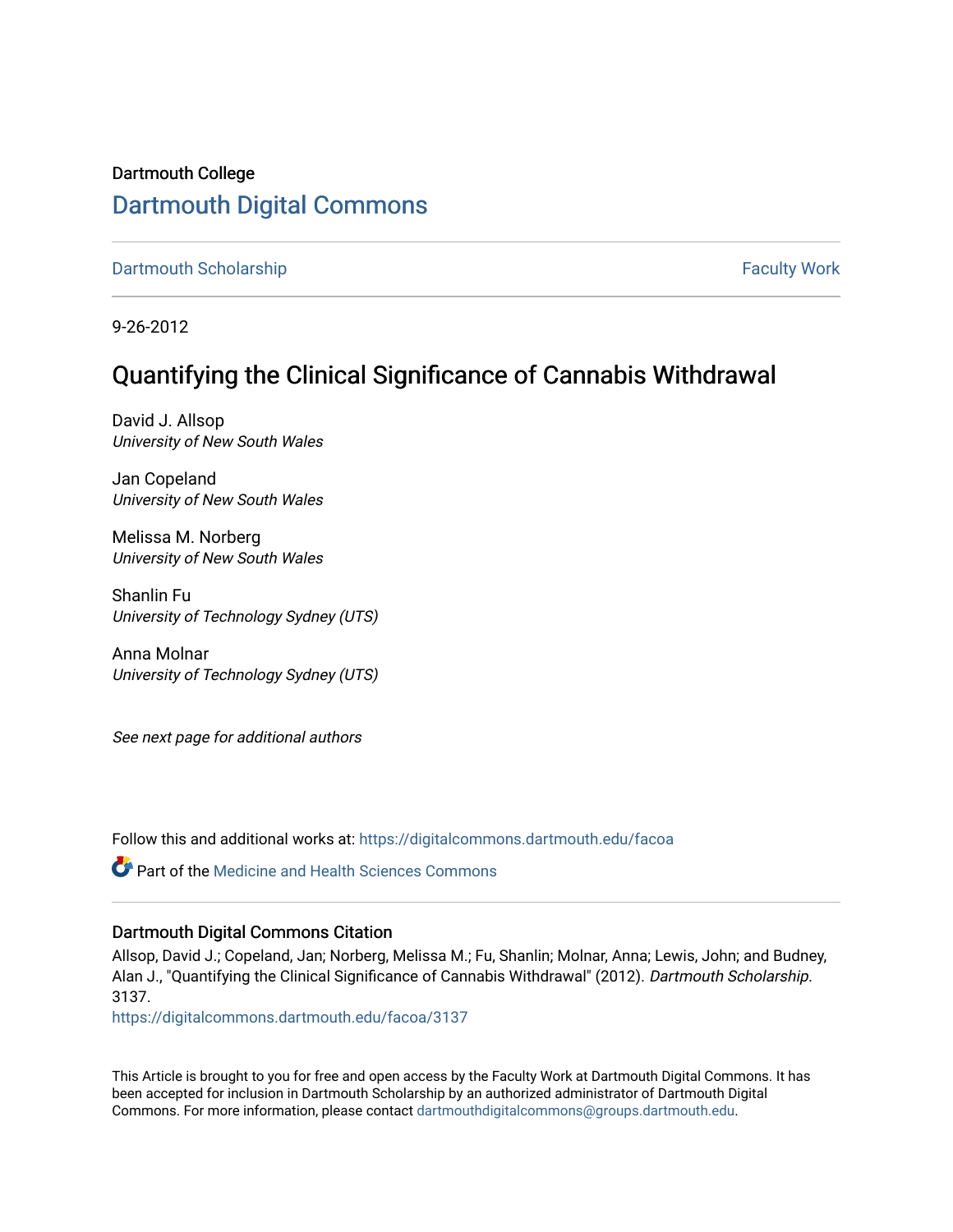Dartmouth College

# Dartmouth Digital Commons

Dartmouth Scholarship | Faculty Work

9-26-2012

## Quantifying the Clinical Significance of Cannabis Withdrawal

David J. Allsop
*University of New South Wales*

Jan Copeland
*University of New South Wales*

Melissa M. Norberg
*University of New South Wales*

Shanlin Fu
*University of Technology Sydney (UTS)*

Anna Molnar
*University of Technology Sydney (UTS)*

*See next page for additional authors*

Follow this and additional works at: https://digitalcommons.dartmouth.edu/facoa

Part of the Medicine and Health Sciences Commons

### Dartmouth Digital Commons Citation

Allsop, David J.; Copeland, Jan; Norberg, Melissa M.; Fu, Shanlin; Molnar, Anna; Lewis, John; and Budney, Alan J., "Quantifying the Clinical Significance of Cannabis Withdrawal" (2012). *Dartmouth Scholarship*. 3137.
https://digitalcommons.dartmouth.edu/facoa/3137

This Article is brought to you for free and open access by the Faculty Work at Dartmouth Digital Commons. It has been accepted for inclusion in Dartmouth Scholarship by an authorized administrator of Dartmouth Digital Commons. For more information, please contact dartmouthdigitalcommons@groups.dartmouth.edu.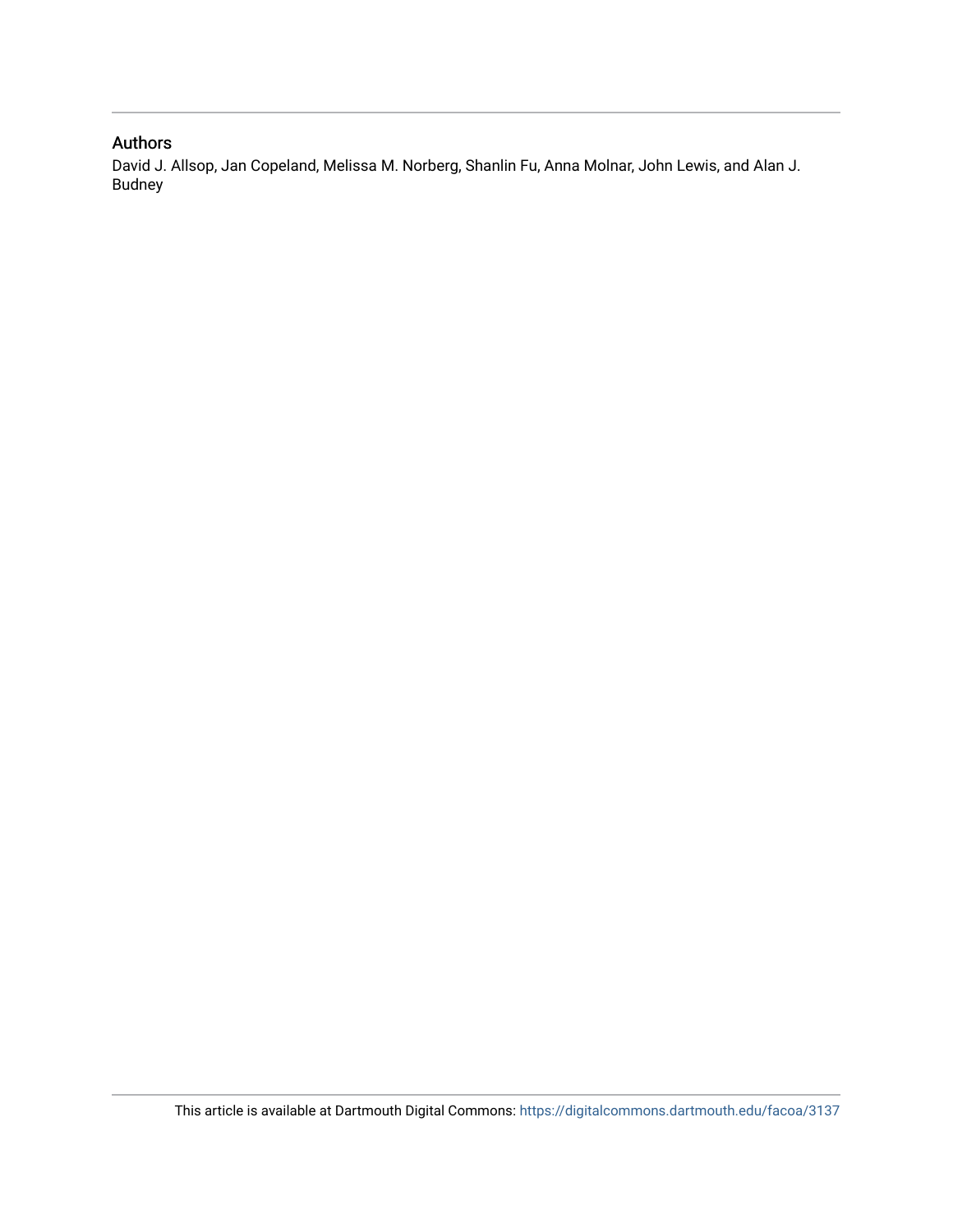## Authors

David J. Allsop, Jan Copeland, Melissa M. Norberg, Shanlin Fu, Anna Molnar, John Lewis, and Alan J. Budney

This article is available at Dartmouth Digital Commons: https://digitalcommons.dartmouth.edu/facoa/3137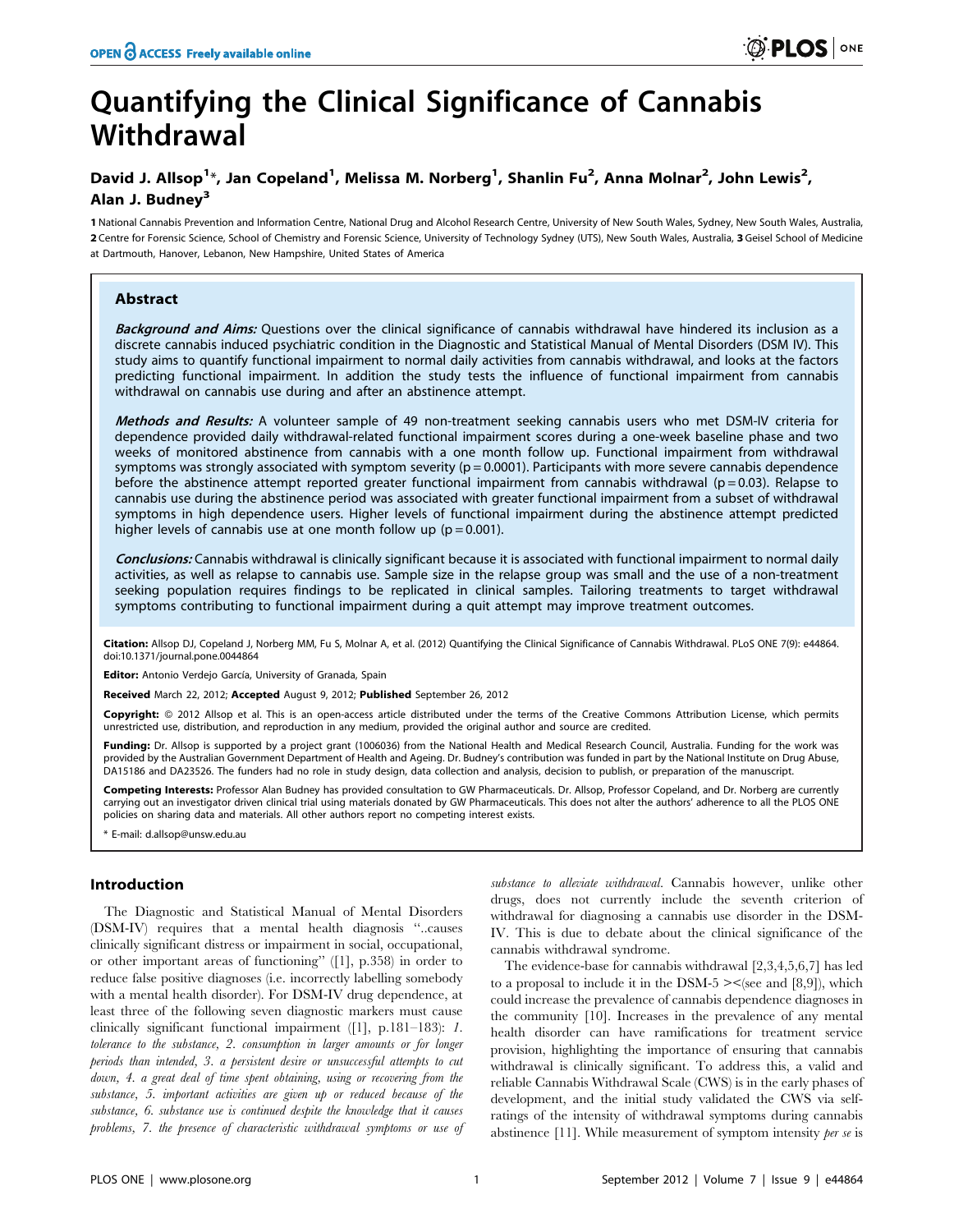# Quantifying the Clinical Significance of Cannabis Withdrawal

**David J. Allsop[1]*, Jan Copeland[1], Melissa M. Norberg[1], Shanlin Fu[2], Anna Molnar[2], John Lewis[2], Alan J. Budney[3]**

**1** National Cannabis Prevention and Information Centre, National Drug and Alcohol Research Centre, University of New South Wales, Sydney, New South Wales, Australia, **2** Centre for Forensic Science, School of Chemistry and Forensic Science, University of Technology Sydney (UTS), New South Wales, Australia, **3** Geisel School of Medicine at Dartmouth, Hanover, Lebanon, New Hampshire, United States of America

## Abstract

***Background and Aims:*** Questions over the clinical significance of cannabis withdrawal have hindered its inclusion as a discrete cannabis induced psychiatric condition in the Diagnostic and Statistical Manual of Mental Disorders (DSM IV). This study aims to quantify functional impairment to normal daily activities from cannabis withdrawal, and looks at the factors predicting functional impairment. In addition the study tests the influence of functional impairment from cannabis withdrawal on cannabis use during and after an abstinence attempt.

***Methods and Results:*** A volunteer sample of 49 non-treatment seeking cannabis users who met DSM-IV criteria for dependence provided daily withdrawal-related functional impairment scores during a one-week baseline phase and two weeks of monitored abstinence from cannabis with a one month follow up. Functional impairment from withdrawal symptoms was strongly associated with symptom severity ($p = 0.0001$). Participants with more severe cannabis dependence before the abstinence attempt reported greater functional impairment from cannabis withdrawal ($p = 0.03$). Relapse to cannabis use during the abstinence period was associated with greater functional impairment from a subset of withdrawal symptoms in high dependence users. Higher levels of functional impairment during the abstinence attempt predicted higher levels of cannabis use at one month follow up ($p = 0.001$).

***Conclusions:*** Cannabis withdrawal is clinically significant because it is associated with functional impairment to normal daily activities, as well as relapse to cannabis use. Sample size in the relapse group was small and the use of a non-treatment seeking population requires findings to be replicated in clinical samples. Tailoring treatments to target withdrawal symptoms contributing to functional impairment during a quit attempt may improve treatment outcomes.

**Citation:** Allsop DJ, Copeland J, Norberg MM, Fu S, Molnar A, et al. (2012) Quantifying the Clinical Significance of Cannabis Withdrawal. PLoS ONE 7(9): e44864. doi:10.1371/journal.pone.0044864

**Editor:** Antonio Verdejo García, University of Granada, Spain

**Received** March 22, 2012; **Accepted** August 9, 2012; **Published** September 26, 2012

**Copyright:** © 2012 Allsop et al. This is an open-access article distributed under the terms of the Creative Commons Attribution License, which permits unrestricted use, distribution, and reproduction in any medium, provided the original author and source are credited.

**Funding:** Dr. Allsop is supported by a project grant (1006036) from the National Health and Medical Research Council, Australia. Funding for the work was provided by the Australian Government Department of Health and Ageing. Dr. Budney's contribution was funded in part by the National Institute on Drug Abuse, DA15186 and DA23526. The funders had no role in study design, data collection and analysis, decision to publish, or preparation of the manuscript.

**Competing Interests:** Professor Alan Budney has provided consultation to GW Pharmaceuticals. Dr. Allsop, Professor Copeland, and Dr. Norberg are currently carrying out an investigator driven clinical trial using materials donated by GW Pharmaceuticals. This does not alter the authors' adherence to all the PLOS ONE policies on sharing data and materials. All other authors report no competing interest exists.

* E-mail: d.allsop@unsw.edu.au

## Introduction

The Diagnostic and Statistical Manual of Mental Disorders (DSM-IV) requires that a mental health diagnosis "..causes clinically significant distress or impairment in social, occupational, or other important areas of functioning" ([1], p.358) in order to reduce false positive diagnoses (i.e. incorrectly labelling somebody with a mental health disorder). For DSM-IV drug dependence, at least three of the following seven diagnostic markers must cause clinically significant functional impairment ([1], p.181–183): *1. tolerance to the substance, 2. consumption in larger amounts or for longer periods than intended, 3. a persistent desire or unsuccessful attempts to cut down, 4. a great deal of time spent obtaining, using or recovering from the substance, 5. important activities are given up or reduced because of the substance, 6. substance use is continued despite the knowledge that it causes problems, 7. the presence of characteristic withdrawal symptoms or use of substance to alleviate withdrawal.* Cannabis however, unlike other drugs, does not currently include the seventh criterion of withdrawal for diagnosing a cannabis use disorder in the DSM-IV. This is due to debate about the clinical significance of the cannabis withdrawal syndrome.

The evidence-base for cannabis withdrawal [2,3,4,5,6,7] has led to a proposal to include it in the DSM-5 ><(see and [8,9]), which could increase the prevalence of cannabis dependence diagnoses in the community [10]. Increases in the prevalence of any mental health disorder can have ramifications for treatment service provision, highlighting the importance of ensuring that cannabis withdrawal is clinically significant. To address this, a valid and reliable Cannabis Withdrawal Scale (CWS) is in the early phases of development, and the initial study validated the CWS via self-ratings of the intensity of withdrawal symptoms during cannabis abstinence [11]. While measurement of symptom intensity *per se* is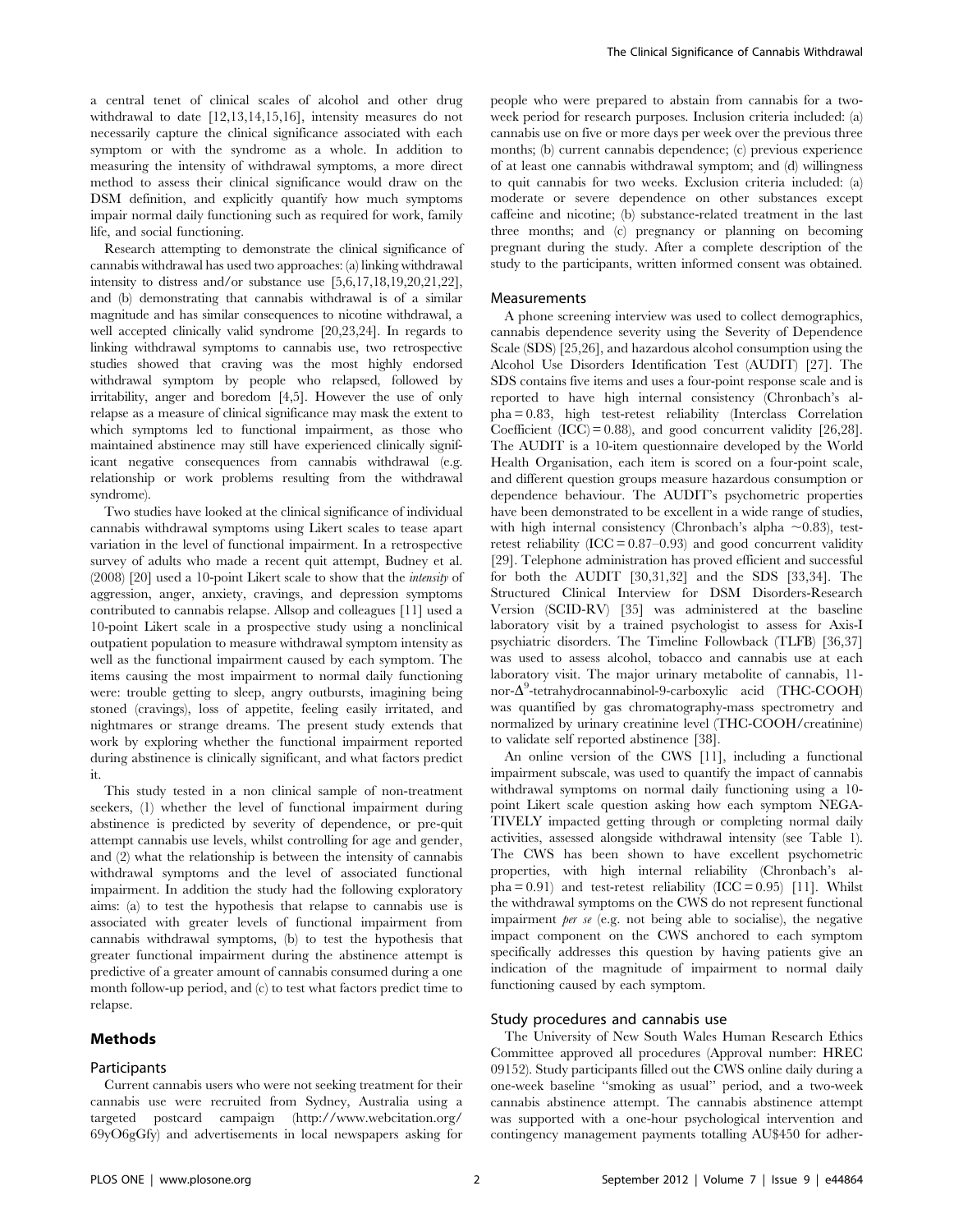a central tenet of clinical scales of alcohol and other drug withdrawal to date [12,13,14,15,16], intensity measures do not necessarily capture the clinical significance associated with each symptom or with the syndrome as a whole. In addition to measuring the intensity of withdrawal symptoms, a more direct method to assess their clinical significance would draw on the DSM definition, and explicitly quantify how much symptoms impair normal daily functioning such as required for work, family life, and social functioning.

Research attempting to demonstrate the clinical significance of cannabis withdrawal has used two approaches: (a) linking withdrawal intensity to distress and/or substance use [5,6,17,18,19,20,21,22], and (b) demonstrating that cannabis withdrawal is of a similar magnitude and has similar consequences to nicotine withdrawal, a well accepted clinically valid syndrome [20,23,24]. In regards to linking withdrawal symptoms to cannabis use, two retrospective studies showed that craving was the most highly endorsed withdrawal symptom by people who relapsed, followed by irritability, anger and boredom [4,5]. However the use of only relapse as a measure of clinical significance may mask the extent to which symptoms led to functional impairment, as those who maintained abstinence may still have experienced clinically significant negative consequences from cannabis withdrawal (e.g. relationship or work problems resulting from the withdrawal syndrome).

Two studies have looked at the clinical significance of individual cannabis withdrawal symptoms using Likert scales to tease apart variation in the level of functional impairment. In a retrospective survey of adults who made a recent quit attempt, Budney et al. (2008) [20] used a 10-point Likert scale to show that the *intensity* of aggression, anger, anxiety, cravings, and depression symptoms contributed to cannabis relapse. Allsop and colleagues [11] used a 10-point Likert scale in a prospective study using a nonclinical outpatient population to measure withdrawal symptom intensity as well as the functional impairment caused by each symptom. The items causing the most impairment to normal daily functioning were: trouble getting to sleep, angry outbursts, imagining being stoned (cravings), loss of appetite, feeling easily irritated, and nightmares or strange dreams. The present study extends that work by exploring whether the functional impairment reported during abstinence is clinically significant, and what factors predict it.

This study tested in a non clinical sample of non-treatment seekers, (1) whether the level of functional impairment during abstinence is predicted by severity of dependence, or pre-quit attempt cannabis use levels, whilst controlling for age and gender, and (2) what the relationship is between the intensity of cannabis withdrawal symptoms and the level of associated functional impairment. In addition the study had the following exploratory aims: (a) to test the hypothesis that relapse to cannabis use is associated with greater levels of functional impairment from cannabis withdrawal symptoms, (b) to test the hypothesis that greater functional impairment during the abstinence attempt is predictive of a greater amount of cannabis consumed during a one month follow-up period, and (c) to test what factors predict time to relapse.

## Methods

### Participants

Current cannabis users who were not seeking treatment for their cannabis use were recruited from Sydney, Australia using a targeted postcard campaign (http://www.webcitation.org/69yO6gGfy) and advertisements in local newspapers asking for people who were prepared to abstain from cannabis for a two-week period for research purposes. Inclusion criteria included: (a) cannabis use on five or more days per week over the previous three months; (b) current cannabis dependence; (c) previous experience of at least one cannabis withdrawal symptom; and (d) willingness to quit cannabis for two weeks. Exclusion criteria included: (a) moderate or severe dependence on other substances except caffeine and nicotine; (b) substance-related treatment in the last three months; and (c) pregnancy or planning on becoming pregnant during the study. After a complete description of the study to the participants, written informed consent was obtained.

### Measurements

A phone screening interview was used to collect demographics, cannabis dependence severity using the Severity of Dependence Scale (SDS) [25,26], and hazardous alcohol consumption using the Alcohol Use Disorders Identification Test (AUDIT) [27]. The SDS contains five items and uses a four-point response scale and is reported to have high internal consistency (Chronbach's alpha = 0.83, high test-retest reliability (Interclass Correlation Coefficient (ICC) = 0.88), and good concurrent validity [26,28]. The AUDIT is a 10-item questionnaire developed by the World Health Organisation, each item is scored on a four-point scale, and different question groups measure hazardous consumption or dependence behaviour. The AUDIT's psychometric properties have been demonstrated to be excellent in a wide range of studies, with high internal consistency (Chronbach's alpha ~0.83), test-retest reliability (ICC = 0.87–0.93) and good concurrent validity [29]. Telephone administration has proved efficient and successful for both the AUDIT [30,31,32] and the SDS [33,34]. The Structured Clinical Interview for DSM Disorders-Research Version (SCID-RV) [35] was administered at the baseline laboratory visit by a trained psychologist to assess for Axis-I psychiatric disorders. The Timeline Followback (TLFB) [36,37] was used to assess alcohol, tobacco and cannabis use at each laboratory visit. The major urinary metabolite of cannabis, 11-nor-$\Delta^9$-tetrahydrocannabinol-9-carboxylic acid (THC-COOH) was quantified by gas chromatography-mass spectrometry and normalized by urinary creatinine level (THC-COOH/creatinine) to validate self reported abstinence [38].

An online version of the CWS [11], including a functional impairment subscale, was used to quantify the impact of cannabis withdrawal symptoms on normal daily functioning using a 10-point Likert scale question asking how each symptom NEGATIVELY impacted getting through or completing normal daily activities, assessed alongside withdrawal intensity (see Table 1). The CWS has been shown to have excellent psychometric properties, with high internal reliability (Chronbach's alpha = 0.91) and test-retest reliability (ICC = 0.95) [11]. Whilst the withdrawal symptoms on the CWS do not represent functional impairment *per se* (e.g. not being able to socialise), the negative impact component on the CWS anchored to each symptom specifically addresses this question by having patients give an indication of the magnitude of impairment to normal daily functioning caused by each symptom.

### Study procedures and cannabis use

The University of New South Wales Human Research Ethics Committee approved all procedures (Approval number: HREC 09152). Study participants filled out the CWS online daily during a one-week baseline "smoking as usual" period, and a two-week cannabis abstinence attempt. The cannabis abstinence attempt was supported with a one-hour psychological intervention and contingency management payments totalling AU$450 for adher-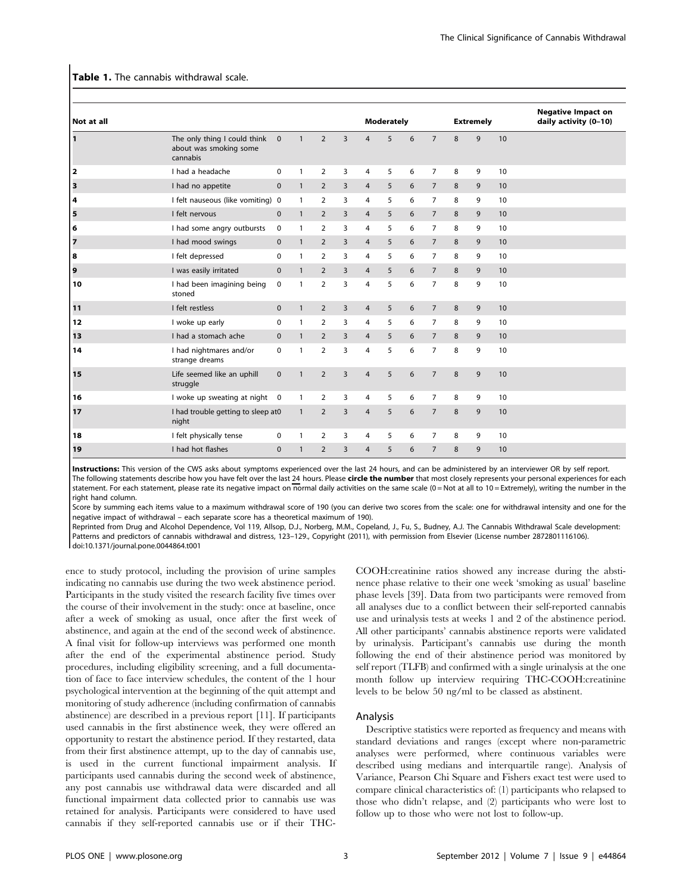**Table 1.** The cannabis withdrawal scale.

| Not at all | | | | | | Moderately | | | | Extremely | | | Negative Impact on daily activity (0–10) |
|---|---|---|---|---|---|---|---|---|---|---|---|---|---|
| 1 | The only thing I could think about was smoking some cannabis | 0 | 1 | 2 | 3 | 4 | 5 | 6 | 7 | 8 | 9 | 10 | |
| 2 | I had a headache | 0 | 1 | 2 | 3 | 4 | 5 | 6 | 7 | 8 | 9 | 10 | |
| 3 | I had no appetite | 0 | 1 | 2 | 3 | 4 | 5 | 6 | 7 | 8 | 9 | 10 | |
| 4 | I felt nauseous (like vomiting) | 0 | 1 | 2 | 3 | 4 | 5 | 6 | 7 | 8 | 9 | 10 | |
| 5 | I felt nervous | 0 | 1 | 2 | 3 | 4 | 5 | 6 | 7 | 8 | 9 | 10 | |
| 6 | I had some angry outbursts | 0 | 1 | 2 | 3 | 4 | 5 | 6 | 7 | 8 | 9 | 10 | |
| 7 | I had mood swings | 0 | 1 | 2 | 3 | 4 | 5 | 6 | 7 | 8 | 9 | 10 | |
| 8 | I felt depressed | 0 | 1 | 2 | 3 | 4 | 5 | 6 | 7 | 8 | 9 | 10 | |
| 9 | I was easily irritated | 0 | 1 | 2 | 3 | 4 | 5 | 6 | 7 | 8 | 9 | 10 | |
| 10 | I had been imagining being stoned | 0 | 1 | 2 | 3 | 4 | 5 | 6 | 7 | 8 | 9 | 10 | |
| 11 | I felt restless | 0 | 1 | 2 | 3 | 4 | 5 | 6 | 7 | 8 | 9 | 10 | |
| 12 | I woke up early | 0 | 1 | 2 | 3 | 4 | 5 | 6 | 7 | 8 | 9 | 10 | |
| 13 | I had a stomach ache | 0 | 1 | 2 | 3 | 4 | 5 | 6 | 7 | 8 | 9 | 10 | |
| 14 | I had nightmares and/or strange dreams | 0 | 1 | 2 | 3 | 4 | 5 | 6 | 7 | 8 | 9 | 10 | |
| 15 | Life seemed like an uphill struggle | 0 | 1 | 2 | 3 | 4 | 5 | 6 | 7 | 8 | 9 | 10 | |
| 16 | I woke up sweating at night | 0 | 1 | 2 | 3 | 4 | 5 | 6 | 7 | 8 | 9 | 10 | |
| 17 | I had trouble getting to sleep at night | 0 | 1 | 2 | 3 | 4 | 5 | 6 | 7 | 8 | 9 | 10 | |
| 18 | I felt physically tense | 0 | 1 | 2 | 3 | 4 | 5 | 6 | 7 | 8 | 9 | 10 | |
| 19 | I had hot flashes | 0 | 1 | 2 | 3 | 4 | 5 | 6 | 7 | 8 | 9 | 10 | |

**Instructions:** This version of the CWS asks about symptoms experienced over the last 24 hours, and can be administered by an interviewer OR by self report. The following statements describe how you have felt over the last 24 hours. Please **circle the number** that most closely represents your personal experiences for each statement. For each statement, please rate its negative impact on normal daily activities on the same scale (0 = Not at all to 10 = Extremely), writing the number in the right hand column.

Score by summing each items value to a maximum withdrawal score of 190 (you can derive two scores from the scale: one for withdrawal intensity and one for the negative impact of withdrawal – each separate score has a theoretical maximum of 190).

Reprinted from Drug and Alcohol Dependence, Vol 119, Allsop, D.J., Norberg, M.M., Copeland, J., Fu, S., Budney, A.J. The Cannabis Withdrawal Scale development: Patterns and predictors of cannabis withdrawal and distress, 123–129., Copyright (2011), with permission from Elsevier (License number 2872801116106).

doi:10.1371/journal.pone.0044864.t001

ence to study protocol, including the provision of urine samples indicating no cannabis use during the two week abstinence period. Participants in the study visited the research facility five times over the course of their involvement in the study: once at baseline, once after a week of smoking as usual, once after the first week of abstinence, and again at the end of the second week of abstinence. A final visit for follow-up interviews was performed one month after the end of the experimental abstinence period. Study procedures, including eligibility screening, and a full documentation of face to face interview schedules, the content of the 1 hour psychological intervention at the beginning of the quit attempt and monitoring of study adherence (including confirmation of cannabis abstinence) are described in a previous report [11]. If participants used cannabis in the first abstinence week, they were offered an opportunity to restart the abstinence period. If they restarted, data from their first abstinence attempt, up to the day of cannabis use, is used in the current functional impairment analysis. If participants used cannabis during the second week of abstinence, any post cannabis use withdrawal data were discarded and all functional impairment data collected prior to cannabis use was retained for analysis. Participants were considered to have used cannabis if they self-reported cannabis use or if their THC-COOH:creatinine ratios showed any increase during the abstinence phase relative to their one week 'smoking as usual' baseline phase levels [39]. Data from two participants were removed from all analyses due to a conflict between their self-reported cannabis use and urinalysis tests at weeks 1 and 2 of the abstinence period. All other participants' cannabis abstinence reports were validated by urinalysis. Participant's cannabis use during the month following the end of their abstinence period was monitored by self report (TLFB) and confirmed with a single urinalysis at the one month follow up interview requiring THC-COOH:creatinine levels to be below 50 ng/ml to be classed as abstinent.

## Analysis

Descriptive statistics were reported as frequency and means with standard deviations and ranges (except where non-parametric analyses were performed, where continuous variables were described using medians and interquartile range). Analysis of Variance, Pearson Chi Square and Fishers exact test were used to compare clinical characteristics of: (1) participants who relapsed to those who didn't relapse, and (2) participants who were lost to follow up to those who were not lost to follow-up.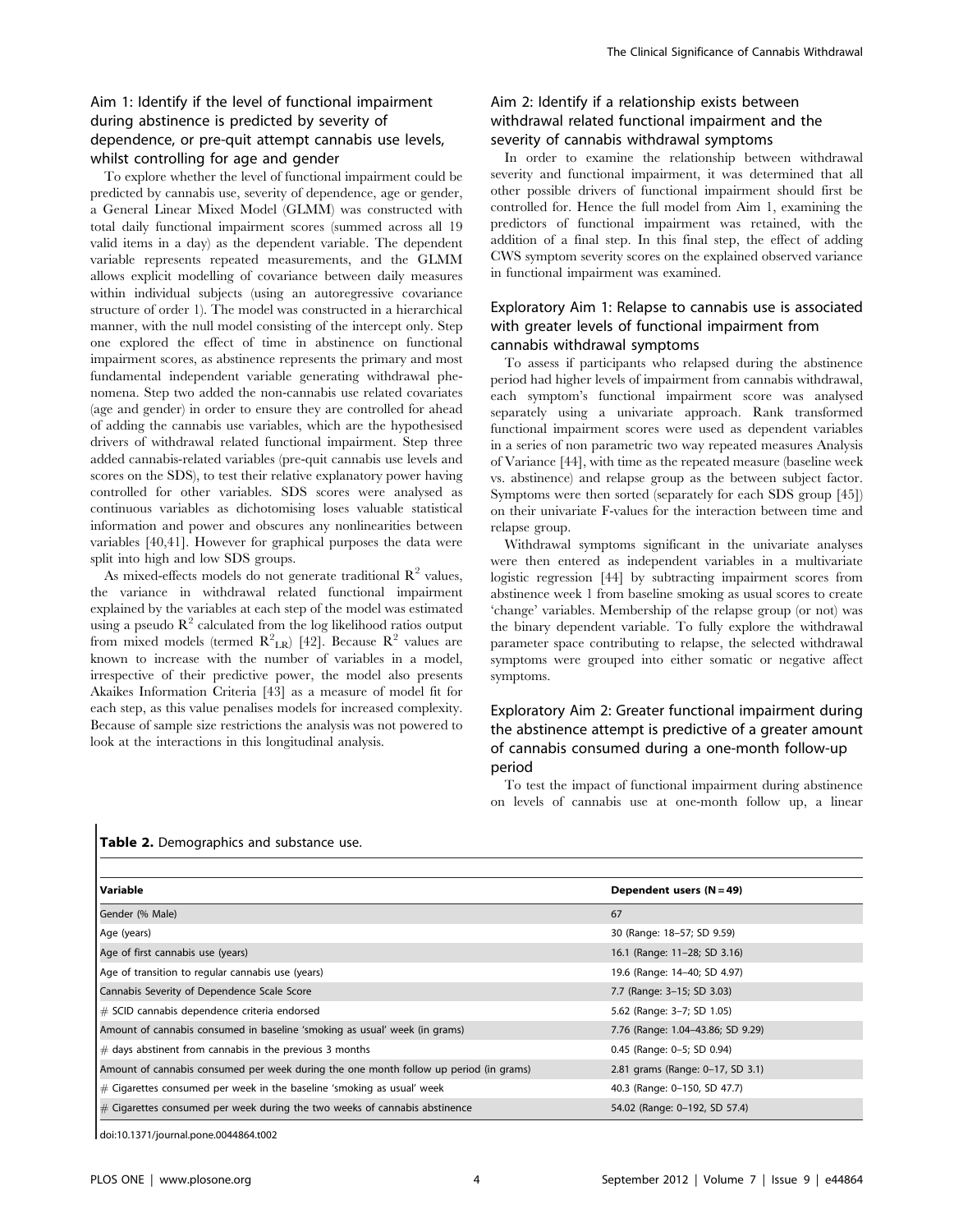### Aim 1: Identify if the level of functional impairment during abstinence is predicted by severity of dependence, or pre-quit attempt cannabis use levels, whilst controlling for age and gender

To explore whether the level of functional impairment could be predicted by cannabis use, severity of dependence, age or gender, a General Linear Mixed Model (GLMM) was constructed with total daily functional impairment scores (summed across all 19 valid items in a day) as the dependent variable. The dependent variable represents repeated measurements, and the GLMM allows explicit modelling of covariance between daily measures within individual subjects (using an autoregressive covariance structure of order 1). The model was constructed in a hierarchical manner, with the null model consisting of the intercept only. Step one explored the effect of time in abstinence on functional impairment scores, as abstinence represents the primary and most fundamental independent variable generating withdrawal phenomena. Step two added the non-cannabis use related covariates (age and gender) in order to ensure they are controlled for ahead of adding the cannabis use variables, which are the hypothesised drivers of withdrawal related functional impairment. Step three added cannabis-related variables (pre-quit cannabis use levels and scores on the SDS), to test their relative explanatory power having controlled for other variables. SDS scores were analysed as continuous variables as dichotomising loses valuable statistical information and power and obscures any nonlinearities between variables [40,41]. However for graphical purposes the data were split into high and low SDS groups.

As mixed-effects models do not generate traditional $R^2$ values, the variance in withdrawal related functional impairment explained by the variables at each step of the model was estimated using a pseudo $R^2$ calculated from the log likelihood ratios output from mixed models (termed $R^2_{LR}$) [42]. Because $R^2$ values are known to increase with the number of variables in a model, irrespective of their predictive power, the model also presents Akaikes Information Criteria [43] as a measure of model fit for each step, as this value penalises models for increased complexity. Because of sample size restrictions the analysis was not powered to look at the interactions in this longitudinal analysis.

### Aim 2: Identify if a relationship exists between withdrawal related functional impairment and the severity of cannabis withdrawal symptoms

In order to examine the relationship between withdrawal severity and functional impairment, it was determined that all other possible drivers of functional impairment should first be controlled for. Hence the full model from Aim 1, examining the predictors of functional impairment was retained, with the addition of a final step. In this final step, the effect of adding CWS symptom severity scores on the explained observed variance in functional impairment was examined.

### Exploratory Aim 1: Relapse to cannabis use is associated with greater levels of functional impairment from cannabis withdrawal symptoms

To assess if participants who relapsed during the abstinence period had higher levels of impairment from cannabis withdrawal, each symptom's functional impairment score was analysed separately using a univariate approach. Rank transformed functional impairment scores were used as dependent variables in a series of non parametric two way repeated measures Analysis of Variance [44], with time as the repeated measure (baseline week vs. abstinence) and relapse group as the between subject factor. Symptoms were then sorted (separately for each SDS group [45]) on their univariate F-values for the interaction between time and relapse group.

Withdrawal symptoms significant in the univariate analyses were then entered as independent variables in a multivariate logistic regression [44] by subtracting impairment scores from abstinence week 1 from baseline smoking as usual scores to create 'change' variables. Membership of the relapse group (or not) was the binary dependent variable. To fully explore the withdrawal parameter space contributing to relapse, the selected withdrawal symptoms were grouped into either somatic or negative affect symptoms.

### Exploratory Aim 2: Greater functional impairment during the abstinence attempt is predictive of a greater amount of cannabis consumed during a one-month follow-up period

To test the impact of functional impairment during abstinence on levels of cannabis use at one-month follow up, a linear

**Table 2.** Demographics and substance use.

| Variable | Dependent users (N = 49) |
|---|---|
| Gender (% Male) | 67 |
| Age (years) | 30 (Range: 18–57; SD 9.59) |
| Age of first cannabis use (years) | 16.1 (Range: 11–28; SD 3.16) |
| Age of transition to regular cannabis use (years) | 19.6 (Range: 14–40; SD 4.97) |
| Cannabis Severity of Dependence Scale Score | 7.7 (Range: 3–15; SD 3.03) |
| # SCID cannabis dependence criteria endorsed | 5.62 (Range: 3–7; SD 1.05) |
| Amount of cannabis consumed in baseline 'smoking as usual' week (in grams) | 7.76 (Range: 1.04–43.86; SD 9.29) |
| # days abstinent from cannabis in the previous 3 months | 0.45 (Range: 0–5; SD 0.94) |
| Amount of cannabis consumed per week during the one month follow up period (in grams) | 2.81 grams (Range: 0–17, SD 3.1) |
| # Cigarettes consumed per week in the baseline 'smoking as usual' week | 40.3 (Range: 0–150, SD 47.7) |
| # Cigarettes consumed per week during the two weeks of cannabis abstinence | 54.02 (Range: 0–192, SD 57.4) |

doi:10.1371/journal.pone.0044864.t002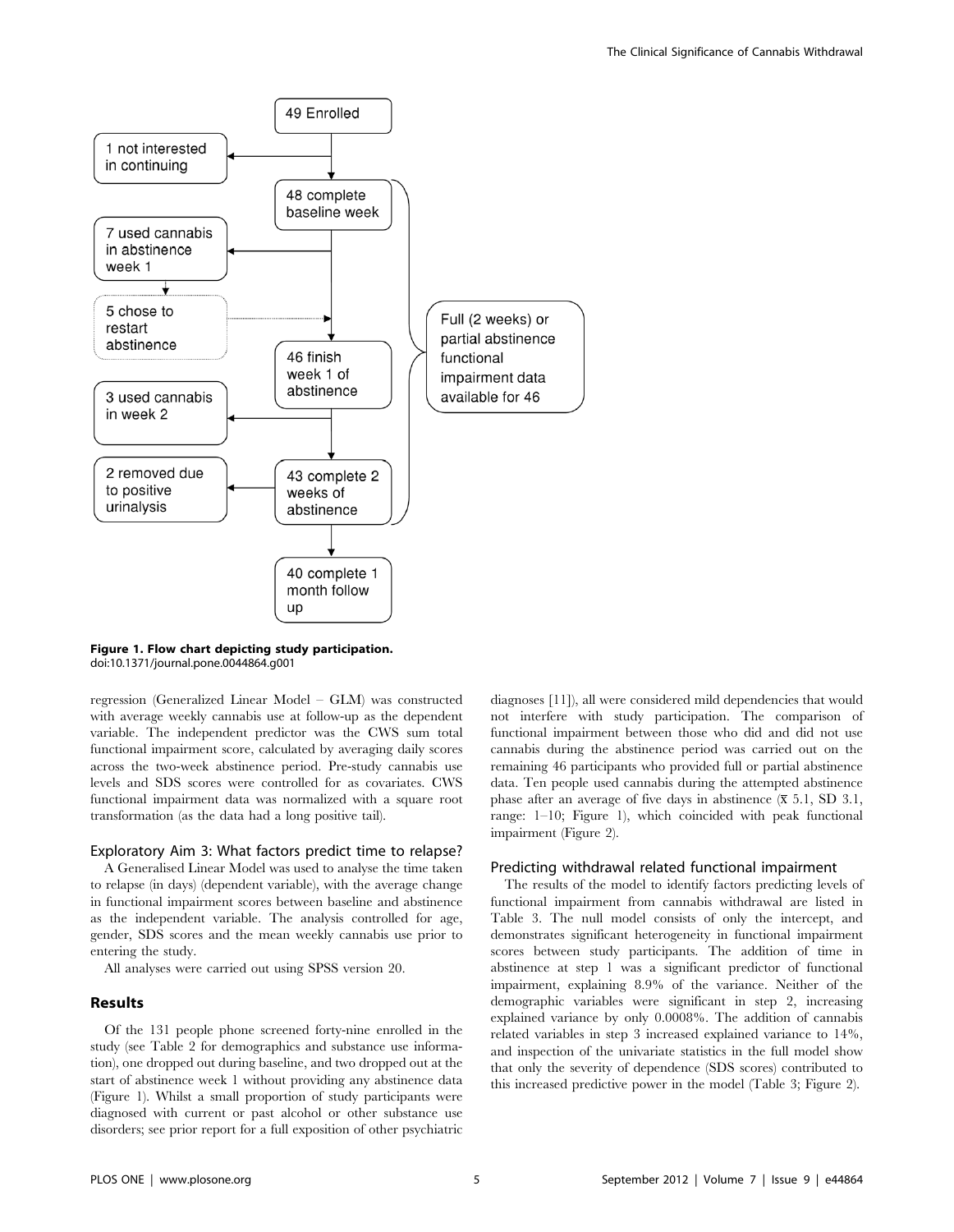49 Enrolled

1 not interested in continuing

48 complete baseline week

7 used cannabis in abstinence week 1

5 chose to restart abstinence

46 finish week 1 of abstinence

3 used cannabis in week 2

2 removed due to positive urinalysis

43 complete 2 weeks of abstinence

40 complete 1 month follow up

Full (2 weeks) or partial abstinence functional impairment data available for 46

**Figure 1. Flow chart depicting study participation.**
doi:10.1371/journal.pone.0044864.g001

regression (Generalized Linear Model – GLM) was constructed with average weekly cannabis use at follow-up as the dependent variable. The independent predictor was the CWS sum total functional impairment score, calculated by averaging daily scores across the two-week abstinence period. Pre-study cannabis use levels and SDS scores were controlled for as covariates. CWS functional impairment data was normalized with a square root transformation (as the data had a long positive tail).

### Exploratory Aim 3: What factors predict time to relapse?

A Generalised Linear Model was used to analyse the time taken to relapse (in days) (dependent variable), with the average change in functional impairment scores between baseline and abstinence as the independent variable. The analysis controlled for age, gender, SDS scores and the mean weekly cannabis use prior to entering the study.

All analyses were carried out using SPSS version 20.

## Results

Of the 131 people phone screened forty-nine enrolled in the study (see Table 2 for demographics and substance use information), one dropped out during baseline, and two dropped out at the start of abstinence week 1 without providing any abstinence data (Figure 1). Whilst a small proportion of study participants were diagnosed with current or past alcohol or other substance use disorders; see prior report for a full exposition of other psychiatric diagnoses [11]), all were considered mild dependencies that would not interfere with study participation. The comparison of functional impairment between those who did and did not use cannabis during the abstinence period was carried out on the remaining 46 participants who provided full or partial abstinence data. Ten people used cannabis during the attempted abstinence phase after an average of five days in abstinence ($\bar{x}$ 5.1, SD 3.1, range: 1–10; Figure 1), which coincided with peak functional impairment (Figure 2).

### Predicting withdrawal related functional impairment

The results of the model to identify factors predicting levels of functional impairment from cannabis withdrawal are listed in Table 3. The null model consists of only the intercept, and demonstrates significant heterogeneity in functional impairment scores between study participants. The addition of time in abstinence at step 1 was a significant predictor of functional impairment, explaining 8.9% of the variance. Neither of the demographic variables were significant in step 2, increasing explained variance by only 0.0008%. The addition of cannabis related variables in step 3 increased explained variance to 14%, and inspection of the univariate statistics in the full model show that only the severity of dependence (SDS scores) contributed to this increased predictive power in the model (Table 3; Figure 2).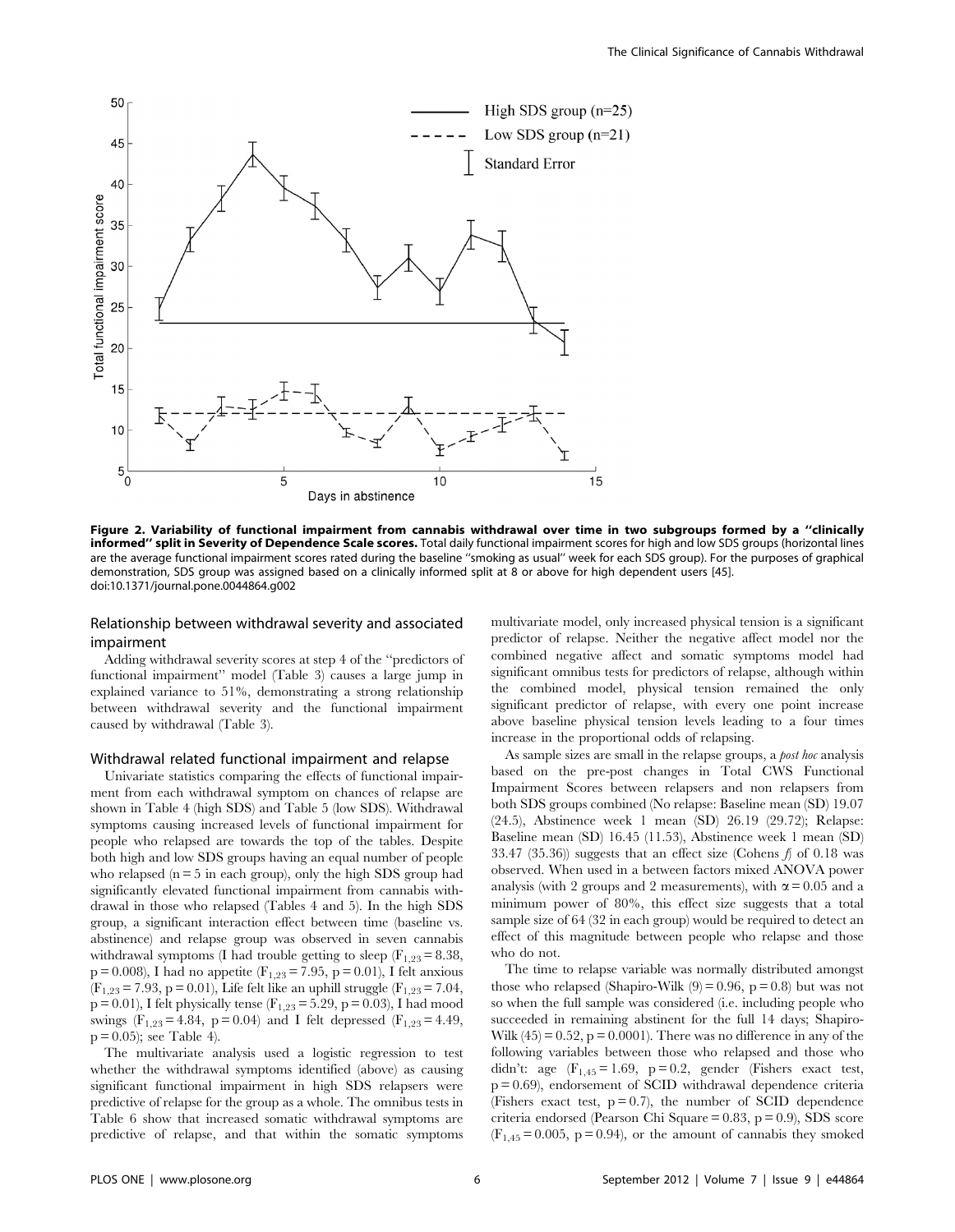**Figure 2. Variability of functional impairment from cannabis withdrawal over time in two subgroups formed by a ''clinically informed'' split in Severity of Dependence Scale scores.** Total daily functional impairment scores for high and low SDS groups (horizontal lines are the average functional impairment scores rated during the baseline ''smoking as usual'' week for each SDS group). For the purposes of graphical demonstration, SDS group was assigned based on a clinically informed split at 8 or above for high dependent users [45].
doi:10.1371/journal.pone.0044864.g002

### Relationship between withdrawal severity and associated impairment

Adding withdrawal severity scores at step 4 of the ''predictors of functional impairment'' model (Table 3) causes a large jump in explained variance to 51%, demonstrating a strong relationship between withdrawal severity and the functional impairment caused by withdrawal (Table 3).

### Withdrawal related functional impairment and relapse

Univariate statistics comparing the effects of functional impairment from each withdrawal symptom on chances of relapse are shown in Table 4 (high SDS) and Table 5 (low SDS). Withdrawal symptoms causing increased levels of functional impairment for people who relapsed are towards the top of the tables. Despite both high and low SDS groups having an equal number of people who relapsed (n = 5 in each group), only the high SDS group had significantly elevated functional impairment from cannabis withdrawal in those who relapsed (Tables 4 and 5). In the high SDS group, a significant interaction effect between time (baseline vs. abstinence) and relapse group was observed in seven cannabis withdrawal symptoms (I had trouble getting to sleep ($F_{1,23} = 8.38$, $p = 0.008$), I had no appetite ($F_{1,23} = 7.95$, $p = 0.01$), I felt anxious ($F_{1,23} = 7.93$, $p = 0.01$), Life felt like an uphill struggle ($F_{1,23} = 7.04$, $p = 0.01$), I felt physically tense ($F_{1,23} = 5.29$, $p = 0.03$), I had mood swings ($F_{1,23} = 4.84$, $p = 0.04$) and I felt depressed ($F_{1,23} = 4.49$, $p = 0.05$); see Table 4).

The multivariate analysis used a logistic regression to test whether the withdrawal symptoms identified (above) as causing significant functional impairment in high SDS relapsers were predictive of relapse for the group as a whole. The omnibus tests in Table 6 show that increased somatic withdrawal symptoms are predictive of relapse, and that within the somatic symptoms multivariate model, only increased physical tension is a significant predictor of relapse. Neither the negative affect model nor the combined negative affect and somatic symptoms model had significant omnibus tests for predictors of relapse, although within the combined model, physical tension remained the only significant predictor of relapse, with every one point increase above baseline physical tension levels leading to a four times increase in the proportional odds of relapsing.

As sample sizes are small in the relapse groups, a *post hoc* analysis based on the pre-post changes in Total CWS Functional Impairment Scores between relapsers and non relapsers from both SDS groups combined (No relapse: Baseline mean (SD) 19.07 (24.5), Abstinence week 1 mean (SD) 26.19 (29.72); Relapse: Baseline mean (SD) 16.45 (11.53), Abstinence week 1 mean (SD) 33.47 (35.36)) suggests that an effect size (Cohens *f*) of 0.18 was observed. When used in a between factors mixed ANOVA power analysis (with 2 groups and 2 measurements), with $\alpha = 0.05$ and a minimum power of 80%, this effect size suggests that a total sample size of 64 (32 in each group) would be required to detect an effect of this magnitude between people who relapse and those who do not.

The time to relapse variable was normally distributed amongst those who relapsed (Shapiro-Wilk $(9) = 0.96$, $p = 0.8$) but was not so when the full sample was considered (i.e. including people who succeeded in remaining abstinent for the full 14 days; Shapiro-Wilk $(45) = 0.52$, $p = 0.0001$). There was no difference in any of the following variables between those who relapsed and those who didn't: age ($F_{1,45} = 1.69$, $p = 0.2$, gender (Fishers exact test, $p = 0.69$), endorsement of SCID withdrawal dependence criteria (Fishers exact test, $p = 0.7$), the number of SCID dependence criteria endorsed (Pearson Chi Square = 0.83, $p = 0.9$), SDS score ($F_{1,45} = 0.005$, $p = 0.94$), or the amount of cannabis they smoked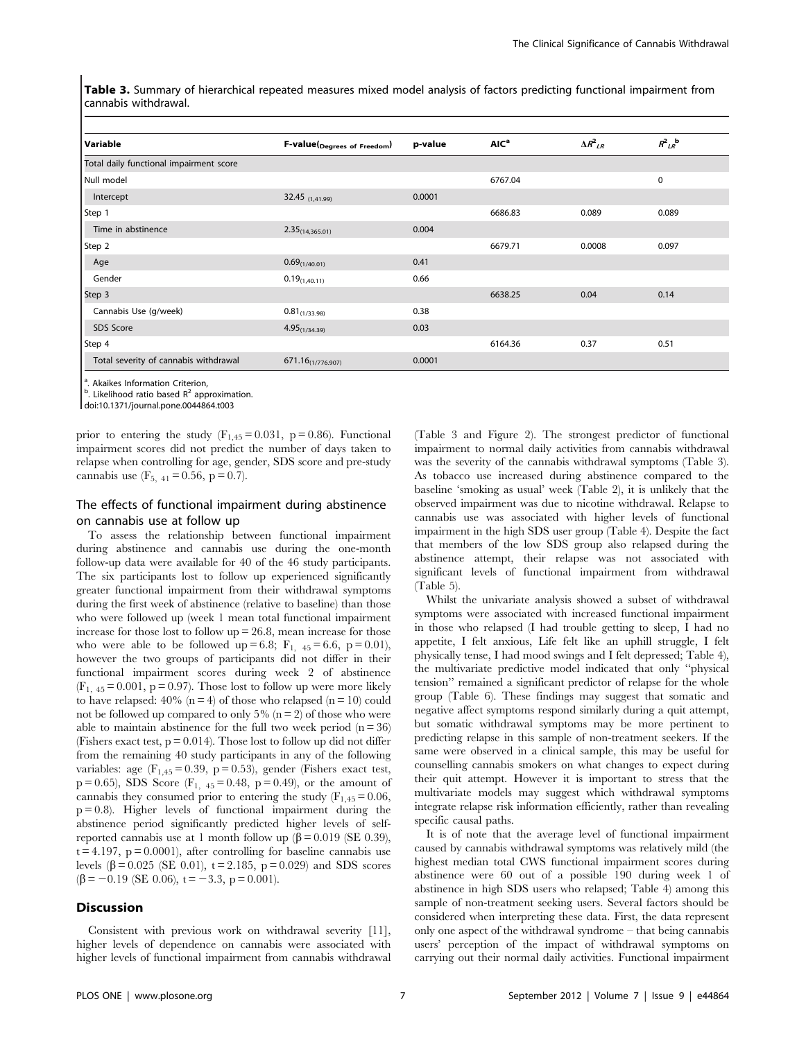**Table 3.** Summary of hierarchical repeated measures mixed model analysis of factors predicting functional impairment from cannabis withdrawal.

| Variable | F-value$_{(\text{Degrees of Freedom})}$ | p-value | AIC[a] | $\Delta R^2_{LR}$ | $R^2_{LR}$[b] |
|---|---|---|---|---|---|
| Total daily functional impairment score | | | | | |
| Null model | | | 6767.04 | | 0 |
| Intercept | $32.45_{(1,41.99)}$ | 0.0001 | | | |
| Step 1 | | | 6686.83 | 0.089 | 0.089 |
| Time in abstinence | $2.35_{(14,365.01)}$ | 0.004 | | | |
| Step 2 | | | 6679.71 | 0.0008 | 0.097 |
| Age | $0.69_{(1/40.01)}$ | 0.41 | | | |
| Gender | $0.19_{(1,40.11)}$ | 0.66 | | | |
| Step 3 | | | 6638.25 | 0.04 | 0.14 |
| Cannabis Use (g/week) | $0.81_{(1/33.98)}$ | 0.38 | | | |
| SDS Score | $4.95_{(1/34.39)}$ | 0.03 | | | |
| Step 4 | | | 6164.36 | 0.37 | 0.51 |
| Total severity of cannabis withdrawal | $671.16_{(1/776.907)}$ | 0.0001 | | | |

[a]. Akaikes Information Criterion,
[b]. Likelihood ratio based $R^2$ approximation.
doi:10.1371/journal.pone.0044864.t003

prior to entering the study ($F_{1,45} = 0.031$, $p = 0.86$). Functional impairment scores did not predict the number of days taken to relapse when controlling for age, gender, SDS score and pre-study cannabis use ($F_{5,\ 41} = 0.56$, $p = 0.7$).

## The effects of functional impairment during abstinence on cannabis use at follow up

To assess the relationship between functional impairment during abstinence and cannabis use during the one-month follow-up data were available for 40 of the 46 study participants. The six participants lost to follow up experienced significantly greater functional impairment from their withdrawal symptoms during the first week of abstinence (relative to baseline) than those who were followed up (week 1 mean total functional impairment increase for those lost to follow up = 26.8, mean increase for those who were able to be followed up = 6.8; $F_{1,\ 45} = 6.6$, $p = 0.01$), however the two groups of participants did not differ in their functional impairment scores during week 2 of abstinence ($F_{1,\ 45} = 0.001$, $p = 0.97$). Those lost to follow up were more likely to have relapsed: 40% (n = 4) of those who relapsed (n = 10) could not be followed up compared to only 5% (n = 2) of those who were able to maintain abstinence for the full two week period (n = 36) (Fishers exact test, $p = 0.014$). Those lost to follow up did not differ from the remaining 40 study participants in any of the following variables: age ($F_{1,45} = 0.39$, $p = 0.53$), gender (Fishers exact test, $p = 0.65$), SDS Score ($F_{1,\ 45} = 0.48$, $p = 0.49$), or the amount of cannabis they consumed prior to entering the study ($F_{1,45} = 0.06$, $p = 0.8$). Higher levels of functional impairment during the abstinence period significantly predicted higher levels of self-reported cannabis use at 1 month follow up ($\beta = 0.019$ (SE 0.39), $t = 4.197$, $p = 0.0001$), after controlling for baseline cannabis use levels ($\beta = 0.025$ (SE 0.01), $t = 2.185$, $p = 0.029$) and SDS scores ($\beta = -0.19$ (SE 0.06), $t = -3.3$, $p = 0.001$).

## Discussion

Consistent with previous work on withdrawal severity [11], higher levels of dependence on cannabis were associated with higher levels of functional impairment from cannabis withdrawal (Table 3 and Figure 2). The strongest predictor of functional impairment to normal daily activities from cannabis withdrawal was the severity of the cannabis withdrawal symptoms (Table 3). As tobacco use increased during abstinence compared to the baseline 'smoking as usual' week (Table 2), it is unlikely that the observed impairment was due to nicotine withdrawal. Relapse to cannabis use was associated with higher levels of functional impairment in the high SDS user group (Table 4). Despite the fact that members of the low SDS group also relapsed during the abstinence attempt, their relapse was not associated with significant levels of functional impairment from withdrawal (Table 5).

Whilst the univariate analysis showed a subset of withdrawal symptoms were associated with increased functional impairment in those who relapsed (I had trouble getting to sleep, I had no appetite, I felt anxious, Life felt like an uphill struggle, I felt physically tense, I had mood swings and I felt depressed; Table 4), the multivariate predictive model indicated that only "physical tension" remained a significant predictor of relapse for the whole group (Table 6). These findings may suggest that somatic and negative affect symptoms respond similarly during a quit attempt, but somatic withdrawal symptoms may be more pertinent to predicting relapse in this sample of non-treatment seekers. If the same were observed in a clinical sample, this may be useful for counselling cannabis smokers on what changes to expect during their quit attempt. However it is important to stress that the multivariate models may suggest which withdrawal symptoms integrate relapse risk information efficiently, rather than revealing specific causal paths.

It is of note that the average level of functional impairment caused by cannabis withdrawal symptoms was relatively mild (the highest median total CWS functional impairment scores during abstinence were 60 out of a possible 190 during week 1 of abstinence in high SDS users who relapsed; Table 4) among this sample of non-treatment seeking users. Several factors should be considered when interpreting these data. First, the data represent only one aspect of the withdrawal syndrome – that being cannabis users' perception of the impact of withdrawal symptoms on carrying out their normal daily activities. Functional impairment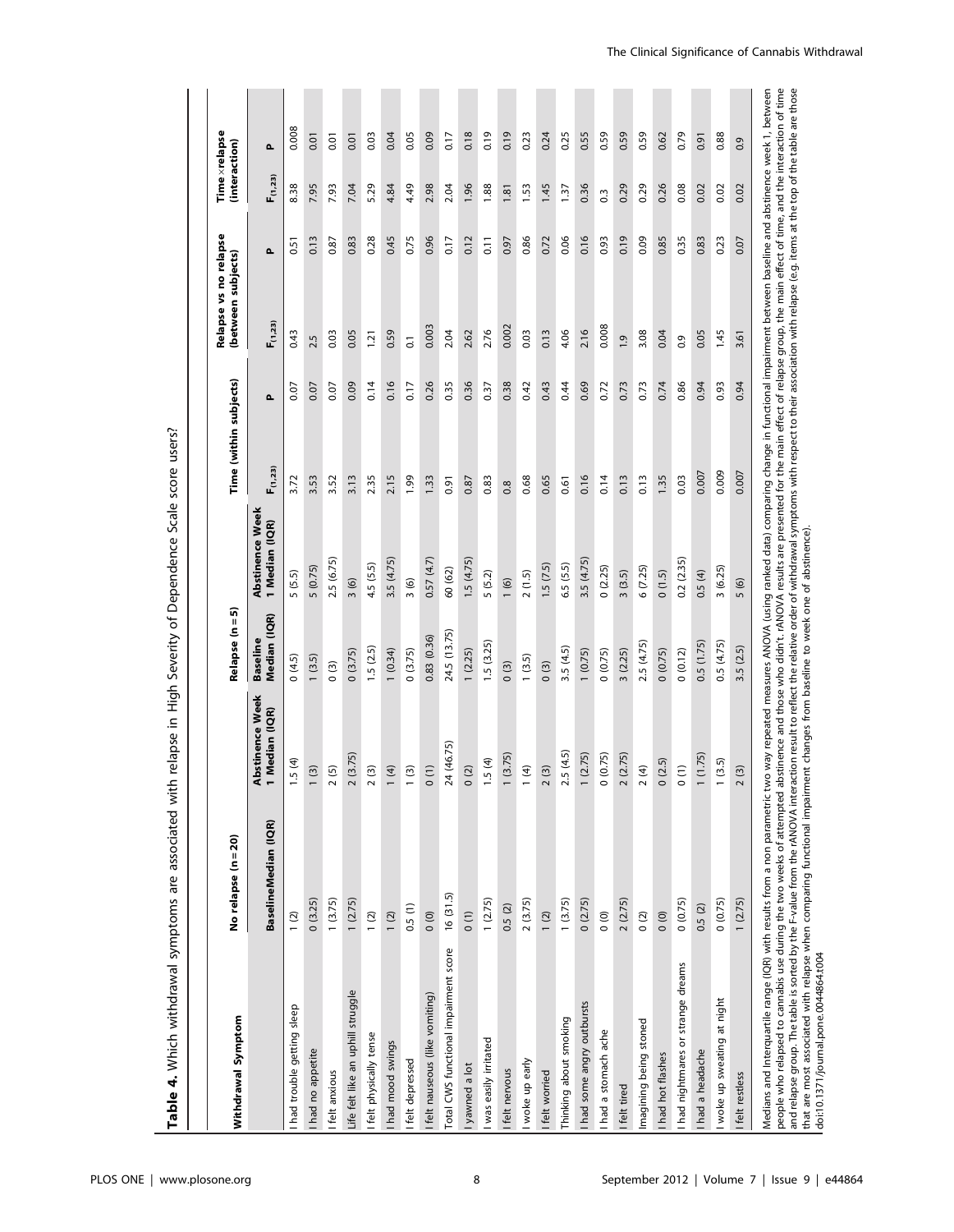**Table 4.** Which withdrawal symptoms are associated with relapse in High Severity of Dependence Scale score users?

| Withdrawal Symptom | No relapse (n = 20) | | Relapse (n = 5) | | Time (within subjects) | | Relapse vs no relapse (between subjects) | | Time ×relapse (interaction) | |
|---|---|---|---|---|---|---|---|---|---|---|
| | Baseline Median (IQR) | Abstinence Week 1 Median (IQR) | Baseline Median (IQR) | Abstinence Week 1 Median (IQR) | $F_{(1,23)}$ | p | $F_{(1,23)}$ | p | $F_{(1,23)}$ | p |
| I had trouble getting sleep | 1 (2) | 1.5 (4) | 0 (4.5) | 5 (5.5) | 3.72 | 0.07 | 0.43 | 0.51 | 8.38 | 0.008 |
| I had no appetite | 0 (3.25) | 1 (3) | 1 (3.5) | 5 (0.75) | 3.53 | 0.07 | 2.5 | 0.13 | 7.95 | 0.01 |
| I felt anxious | 1 (3.75) | 2 (5) | 0 (3) | 2.5 (6.75) | 3.52 | 0.07 | 0.03 | 0.87 | 7.93 | 0.01 |
| Life felt like an uphill struggle | 1 (2.75) | 2 (3.75) | 0 (3.75) | 3 (6) | 3.13 | 0.09 | 0.05 | 0.83 | 7.04 | 0.01 |
| I felt physically tense | 1 (2) | 2 (3) | 1.5 (2.5) | 4.5 (5.5) | 2.35 | 0.14 | 1.21 | 0.28 | 5.29 | 0.03 |
| I had mood swings | 1 (2) | 1 (4) | 1 (0.34) | 3.5 (4.75) | 2.15 | 0.16 | 0.59 | 0.45 | 4.84 | 0.04 |
| I felt depressed | 0.5 (1) | 1 (3) | 0 (3.75) | 3 (6) | 1.99 | 0.17 | 0.1 | 0.75 | 4.49 | 0.05 |
| I felt nauseous (like vomiting) | 0 (0) | 0 (1) | 0.83 (0.36) | 0.57 (4.7) | 1.33 | 0.26 | 0.003 | 0.96 | 2.98 | 0.09 |
| Total CWS functional impairment score | 16 (31.5) | 24 (46.75) | 24.5 (13.75) | 60 (62) | 0.91 | 0.35 | 2.04 | 0.17 | 2.04 | 0.17 |
| I yawned a lot | 0 (1) | 0 (2) | 1 (2.25) | 1.5 (4.75) | 0.87 | 0.36 | 2.62 | 0.12 | 1.96 | 0.18 |
| I was easily irritated | 1 (2.75) | 1.5 (4) | 1.5 (3.25) | 5 (5.2) | 0.83 | 0.37 | 2.76 | 0.11 | 1.88 | 0.19 |
| I felt nervous | 0.5 (2) | 1 (3.75) | 0 (3) | 1 (6) | 0.8 | 0.38 | 0.002 | 0.97 | 1.81 | 0.19 |
| I woke up early | 2 (3.75) | 1 (4) | 1 (3.5) | 2 (1.5) | 0.68 | 0.42 | 0.03 | 0.86 | 1.53 | 0.23 |
| I felt worried | 1 (2) | 2 (3) | 0 (3) | 1.5 (7.5) | 0.65 | 0.43 | 0.13 | 0.72 | 1.45 | 0.24 |
| Thinking about smoking | 1 (3.75) | 2.5 (4.5) | 3.5 (4.5) | 6.5 (5.5) | 0.61 | 0.44 | 4.06 | 0.06 | 1.37 | 0.25 |
| I had some angry outbursts | 0 (2.75) | 1 (2.75) | 1 (0.75) | 3.5 (4.75) | 0.16 | 0.69 | 2.16 | 0.16 | 0.36 | 0.55 |
| I had a stomach ache | 0 (0) | 0 (0.75) | 0 (0.75) | 0 (2.25) | 0.14 | 0.72 | 0.008 | 0.93 | 0.3 | 0.59 |
| I felt tired | 2 (2.75) | 2 (2.75) | 3 (2.25) | 3 (3.5) | 0.13 | 0.73 | 1.9 | 0.19 | 0.29 | 0.59 |
| Imagining being stoned | 0 (2) | 2 (4) | 2.5 (4.75) | 6 (7.25) | 0.13 | 0.73 | 3.08 | 0.09 | 0.29 | 0.59 |
| I had hot flashes | 0 (0) | 0 (2.5) | 0 (0.75) | 0 (1.5) | 1.35 | 0.74 | 0.04 | 0.85 | 0.26 | 0.62 |
| I had nightmares or strange dreams | 0 (0.75) | 0 (1) | 0 (0.12) | 0.2 (2.35) | 0.03 | 0.86 | 0.9 | 0.35 | 0.08 | 0.79 |
| I had a headache | 0.5 (2) | 1 (1.75) | 0.5 (1.75) | 0.5 (4) | 0.007 | 0.94 | 0.05 | 0.83 | 0.02 | 0.91 |
| I woke up sweating at night | 0 (0.75) | 1 (3.5) | 0.5 (4.75) | 3 (6.25) | 0.009 | 0.93 | 1.45 | 0.23 | 0.02 | 0.88 |
| I felt restless | 1 (2.75) | 2 (3) | 3.5 (2.5) | 5 (6) | 0.007 | 0.94 | 3.61 | 0.07 | 0.02 | 0.9 |

Medians and Interquartile range (IQR) with results from a non parametric two way repeated measures ANOVA (using ranked data) comparing change in functional impairment between baseline and abstinence week 1, between people who relapsed to cannabis use during the two weeks of attempted abstinence and those who didn't. rANOVA results are presented for the main effect of relapse group, the main effect of time, and the interaction of time and relapse group. The table is sorted by the F-value from the rANOVA interaction result to reflect the relative order of withdrawal symptoms with respect to their association with relapse (e.g. items at the top of the table are those that are most associated with relapse when comparing functional impairment changes from baseline to week one of abstinence).
doi:10.1371/journal.pone.0044864.t004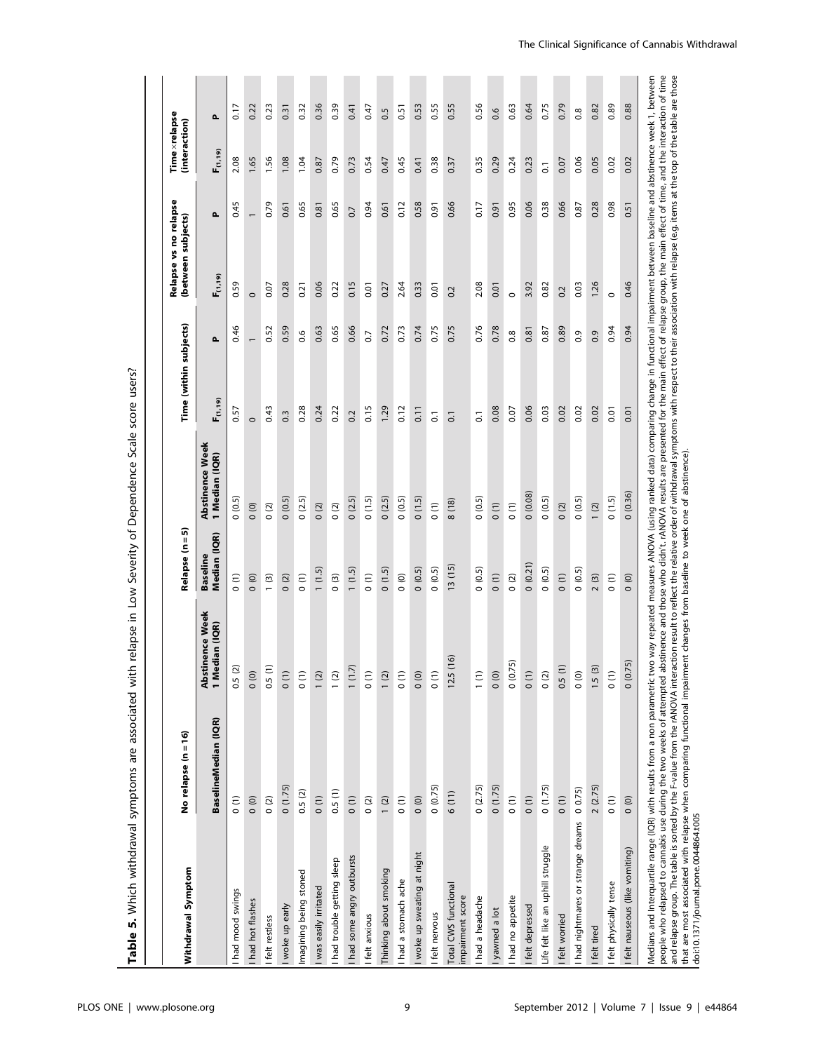**Table 5.** Which withdrawal symptoms are associated with relapse in Low Severity of Dependence Scale score users?

| Withdrawal Symptom | No relapse (n = 16) | | Relapse (n = 5) | | Time (within subjects) | | Relapse vs no relapse (between subjects) | | Time × relapse (interaction) | |
|---|---|---|---|---|---|---|---|---|---|---|
| | Baseline Median (IQR) | Abstinence Week 1 Median (IQR) | Baseline Median (IQR) | Abstinence Week 1 Median (IQR) | $F_{(1,19)}$ | P | $F_{(1,19)}$ | P | $F_{(1,19)}$ | P |
| I had mood swings | 0 (1) | 0.5 (2) | 0 (1) | 0 (0.5) | 0.57 | 0.46 | 0.59 | 0.45 | 2.08 | 0.17 |
| I had hot flashes | 0 (0) | 0 (0) | 0 (0) | 0 (0) | 0 | 1 | 0 | 1 | 1.65 | 0.22 |
| I felt restless | 0 (2) | 0.5 (1) | 1 (3) | 0 (2) | 0.43 | 0.52 | 0.07 | 0.79 | 1.56 | 0.23 |
| I woke up early | 0 (1.75) | 0 (1) | 0 (2) | 0 (0.5) | 0.3 | 0.59 | 0.28 | 0.61 | 1.08 | 0.31 |
| Imagining being stoned | 0.5 (2) | 0 (1) | 0 (1) | 0 (2.5) | 0.28 | 0.6 | 0.21 | 0.65 | 1.04 | 0.32 |
| I was easily irritated | 0 (1) | 1 (2) | 1 (1.5) | 0 (2) | 0.24 | 0.63 | 0.06 | 0.81 | 0.87 | 0.36 |
| I had trouble getting sleep | 0.5 (1) | 1 (2) | 0 (3) | 0 (2) | 0.22 | 0.65 | 0.22 | 0.65 | 0.79 | 0.39 |
| I had some angry outbursts | 0 (1) | 1 (1.7) | 1 (1.5) | 0 (2.5) | 0.2 | 0.66 | 0.15 | 0.7 | 0.73 | 0.41 |
| I felt anxious | 0 (2) | 0 (1) | 0 (1) | 0 (1.5) | 0.15 | 0.7 | 0.01 | 0.94 | 0.54 | 0.47 |
| Thinking about smoking | 1 (2) | 1 (2) | 0 (1.5) | 0 (2.5) | 1.29 | 0.72 | 0.27 | 0.61 | 0.47 | 0.5 |
| I had a stomach ache | 0 (1) | 0 (1) | 0 (0) | 0 (0.5) | 0.12 | 0.73 | 2.64 | 0.12 | 0.45 | 0.51 |
| I woke up sweating at night | 0 (0) | 0 (0) | 0 (0.5) | 0 (1.5) | 0.11 | 0.74 | 0.33 | 0.58 | 0.41 | 0.53 |
| I felt nervous | 0 (0.75) | 0 (1) | 0 (0.5) | 0 (1) | 0.1 | 0.75 | 0.01 | 0.91 | 0.38 | 0.55 |
| Total CWS functional impairment score | 6 (11) | 12.5 (16) | 13 (15) | 8 (18) | 0.1 | 0.75 | 0.2 | 0.66 | 0.37 | 0.55 |
| I had a headache | 0 (2.75) | 1 (1) | 0 (0.5) | 0 (0.5) | 0.1 | 0.76 | 2.08 | 0.17 | 0.35 | 0.56 |
| I yawned a lot | 0 (1.75) | 0 (0) | 0 (1) | 0 (1) | 0.08 | 0.78 | 0.01 | 0.91 | 0.29 | 0.6 |
| I had no appetite | 0 (1) | 0 (0.75) | 0 (2) | 0 (1) | 0.07 | 0.8 | 0 | 0.95 | 0.24 | 0.63 |
| I felt depressed | 0 (1) | 0 (1) | 0 (0.21) | 0 (0.08) | 0.06 | 0.81 | 3.92 | 0.06 | 0.23 | 0.64 |
| Life felt like an uphill struggle | 0 (1.75) | 0 (2) | 0 (0.5) | 0 (0.5) | 0.03 | 0.87 | 0.82 | 0.38 | 0.1 | 0.75 |
| I felt worried | 0 (1) | 0.5 (1) | 0 (1) | 0 (2) | 0.02 | 0.89 | 0.2 | 0.66 | 0.07 | 0.79 |
| I had nightmares or strange dreams | 0 0.75) | 0 (0) | 0 (0.5) | 0 (0.5) | 0.02 | 0.9 | 0.03 | 0.87 | 0.06 | 0.8 |
| I felt tired | 2 (2.75) | 1.5 (3) | 2 (3) | 1 (2) | 0.02 | 0.9 | 1.26 | 0.28 | 0.05 | 0.82 |
| I felt physically tense | 0 (1) | 0 (1) | 0 (1) | 0 (1.5) | 0.01 | 0.94 | 0 | 0.98 | 0.02 | 0.89 |
| I felt nauseous (like vomiting) | 0 (0) | 0 (0.75) | 0 (0) | 0 (0.36) | 0.01 | 0.94 | 0.46 | 0.51 | 0.02 | 0.88 |

Medians and Interquartile range (IQR) with results from a non parametric two way repeated measures ANOVA (using ranked data) comparing change in functional impairment between baseline and abstinence week 1, between people who relapsed to cannabis use during the two weeks of attempted abstinence and those who didn't. rANOVA results are presented for the main effect of relapse group, the main effect of time, and the interaction of time and relapse group. The table is sorted by the F-value from the rANOVA interaction result to reflect the relative order of withdrawal symptoms with respect to their association with relapse (e.g. items at the top of the table are those that are most associated with relapse when comparing functional impairment changes from baseline to week one of abstinence).

doi:10.1371/journal.pone.0044864.t005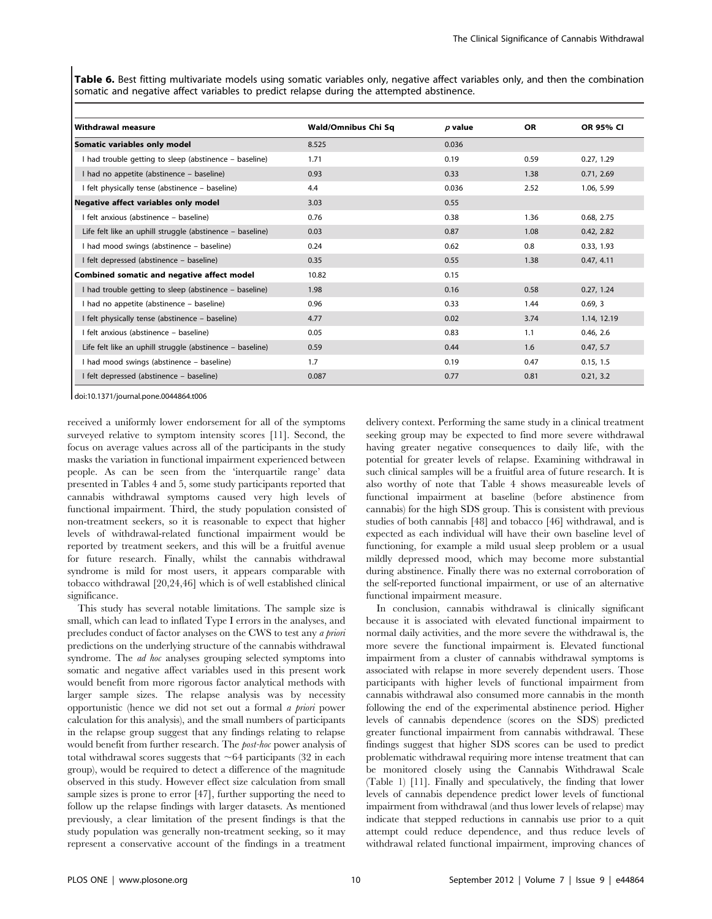**Table 6.** Best fitting multivariate models using somatic variables only, negative affect variables only, and then the combination somatic and negative affect variables to predict relapse during the attempted abstinence.

| Withdrawal measure | Wald/Omnibus Chi Sq | *p* value | OR | OR 95% CI |
|---|---|---|---|---|
| **Somatic variables only model** | 8.525 | 0.036 | | |
| I had trouble getting to sleep (abstinence – baseline) | 1.71 | 0.19 | 0.59 | 0.27, 1.29 |
| I had no appetite (abstinence – baseline) | 0.93 | 0.33 | 1.38 | 0.71, 2.69 |
| I felt physically tense (abstinence – baseline) | 4.4 | 0.036 | 2.52 | 1.06, 5.99 |
| **Negative affect variables only model** | 3.03 | 0.55 | | |
| I felt anxious (abstinence – baseline) | 0.76 | 0.38 | 1.36 | 0.68, 2.75 |
| Life felt like an uphill struggle (abstinence – baseline) | 0.03 | 0.87 | 1.08 | 0.42, 2.82 |
| I had mood swings (abstinence – baseline) | 0.24 | 0.62 | 0.8 | 0.33, 1.93 |
| I felt depressed (abstinence – baseline) | 0.35 | 0.55 | 1.38 | 0.47, 4.11 |
| **Combined somatic and negative affect model** | 10.82 | 0.15 | | |
| I had trouble getting to sleep (abstinence – baseline) | 1.98 | 0.16 | 0.58 | 0.27, 1.24 |
| I had no appetite (abstinence – baseline) | 0.96 | 0.33 | 1.44 | 0.69, 3 |
| I felt physically tense (abstinence – baseline) | 4.77 | 0.02 | 3.74 | 1.14, 12.19 |
| I felt anxious (abstinence – baseline) | 0.05 | 0.83 | 1.1 | 0.46, 2.6 |
| Life felt like an uphill struggle (abstinence – baseline) | 0.59 | 0.44 | 1.6 | 0.47, 5.7 |
| I had mood swings (abstinence – baseline) | 1.7 | 0.19 | 0.47 | 0.15, 1.5 |
| I felt depressed (abstinence – baseline) | 0.087 | 0.77 | 0.81 | 0.21, 3.2 |

doi:10.1371/journal.pone.0044864.t006

received a uniformly lower endorsement for all of the symptoms surveyed relative to symptom intensity scores [11]. Second, the focus on average values across all of the participants in the study masks the variation in functional impairment experienced between people. As can be seen from the 'interquartile range' data presented in Tables 4 and 5, some study participants reported that cannabis withdrawal symptoms caused very high levels of functional impairment. Third, the study population consisted of non-treatment seekers, so it is reasonable to expect that higher levels of withdrawal-related functional impairment would be reported by treatment seekers, and this will be a fruitful avenue for future research. Finally, whilst the cannabis withdrawal syndrome is mild for most users, it appears comparable with tobacco withdrawal [20,24,46] which is of well established clinical significance.

This study has several notable limitations. The sample size is small, which can lead to inflated Type I errors in the analyses, and precludes conduct of factor analyses on the CWS to test any *a priori* predictions on the underlying structure of the cannabis withdrawal syndrome. The *ad hoc* analyses grouping selected symptoms into somatic and negative affect variables used in this present work would benefit from more rigorous factor analytical methods with larger sample sizes. The relapse analysis was by necessity opportunistic (hence we did not set out a formal *a priori* power calculation for this analysis), and the small numbers of participants in the relapse group suggest that any findings relating to relapse would benefit from further research. The *post-hoc* power analysis of total withdrawal scores suggests that ~64 participants (32 in each group), would be required to detect a difference of the magnitude observed in this study. However effect size calculation from small sample sizes is prone to error [47], further supporting the need to follow up the relapse findings with larger datasets. As mentioned previously, a clear limitation of the present findings is that the study population was generally non-treatment seeking, so it may represent a conservative account of the findings in a treatment delivery context. Performing the same study in a clinical treatment seeking group may be expected to find more severe withdrawal having greater negative consequences to daily life, with the potential for greater levels of relapse. Examining withdrawal in such clinical samples will be a fruitful area of future research. It is also worthy of note that Table 4 shows measureable levels of functional impairment at baseline (before abstinence from cannabis) for the high SDS group. This is consistent with previous studies of both cannabis [48] and tobacco [46] withdrawal, and is expected as each individual will have their own baseline level of functioning, for example a mild usual sleep problem or a usual mildly depressed mood, which may become more substantial during abstinence. Finally there was no external corroboration of the self-reported functional impairment, or use of an alternative functional impairment measure.

In conclusion, cannabis withdrawal is clinically significant because it is associated with elevated functional impairment to normal daily activities, and the more severe the withdrawal is, the more severe the functional impairment is. Elevated functional impairment from a cluster of cannabis withdrawal symptoms is associated with relapse in more severely dependent users. Those participants with higher levels of functional impairment from cannabis withdrawal also consumed more cannabis in the month following the end of the experimental abstinence period. Higher levels of cannabis dependence (scores on the SDS) predicted greater functional impairment from cannabis withdrawal. These findings suggest that higher SDS scores can be used to predict problematic withdrawal requiring more intense treatment that can be monitored closely using the Cannabis Withdrawal Scale (Table 1) [11]. Finally and speculatively, the finding that lower levels of cannabis dependence predict lower levels of functional impairment from withdrawal (and thus lower levels of relapse) may indicate that stepped reductions in cannabis use prior to a quit attempt could reduce dependence, and thus reduce levels of withdrawal related functional impairment, improving chances of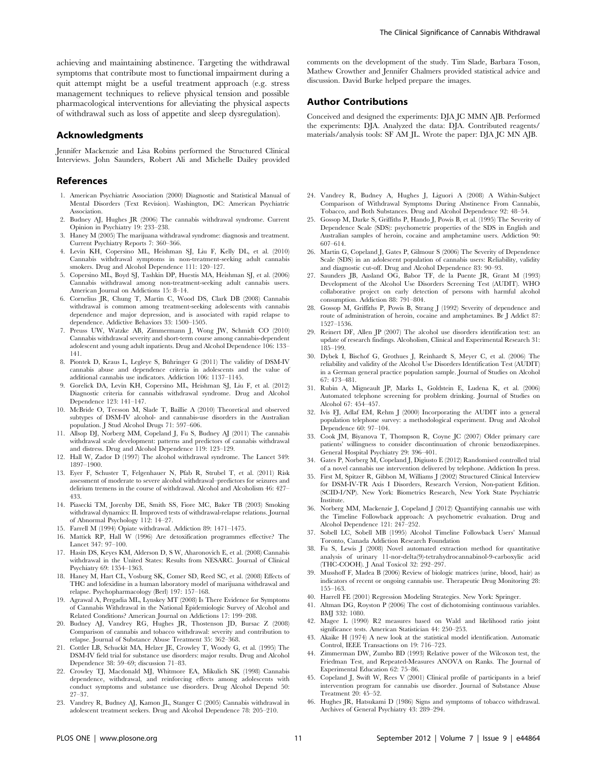achieving and maintaining abstinence. Targeting the withdrawal symptoms that contribute most to functional impairment during a quit attempt might be a useful treatment approach (e.g. stress management techniques to relieve physical tension and possible pharmacological interventions for alleviating the physical aspects of withdrawal such as loss of appetite and sleep dysregulation).

## Acknowledgments

Jennifer Mackenzie and Lisa Robins performed the Structured Clinical Interviews. John Saunders, Robert Ali and Michelle Dailey provided comments on the development of the study. Tim Slade, Barbara Toson, Mathew Crowther and Jennifer Chalmers provided statistical advice and discussion. David Burke helped prepare the images.

## Author Contributions

Conceived and designed the experiments: DJA JC MMN AJB. Performed the experiments: DJA. Analyzed the data: DJA. Contributed reagents/materials/analysis tools: SF AM JL. Wrote the paper: DJA JC MN AJB.

## References

1. American Psychiatric Association (2000) Diagnostic and Statistical Manual of Mental Disorders (Text Revision). Washington, DC: American Psychiatric Association.
2. Budney AJ, Hughes JR (2006) The cannabis withdrawal syndrome. Current Opinion in Psychiatry 19: 233–238.
3. Haney M (2005) The marijuana withdrawal syndrome: diagnosis and treatment. Current Psychiatry Reports 7: 360–366.
4. Levin KH, Copersino ML, Heishman SJ, Liu F, Kelly DL, et al. (2010) Cannabis withdrawal symptoms in non-treatment-seeking adult cannabis smokers. Drug and Alcohol Dependence 111: 120–127.
5. Copersino ML, Boyd SJ, Tashkin DP, Huestis MA, Heishman SJ, et al. (2006) Cannabis withdrawal among non-treatment-seeking adult cannabis users. American Journal on Addictions 15: 8–14.
6. Cornelius JR, Chung T, Martin C, Wood DS, Clark DB (2008) Cannabis withdrawal is common among treatment-seeking adolescents with cannabis dependence and major depression, and is associated with rapid relapse to dependence. Addictive Behaviors 33: 1500–1505.
7. Preuss UW, Watzke AB, Zimmermann J, Wong JW, Schmidt CO (2010) Cannabis withdrawal severity and short-term course among cannabis-dependent adolescent and young adult inpatients. Drug and Alcohol Dependence 106: 133–141.
8. Piontek D, Kraus L, Legleye S, Bühringer G (2011) The validity of DSM-IV cannabis abuse and dependence criteria in adolescents and the value of additional cannabis use indicators. Addiction 106: 1137–1145.
9. Gorelick DA, Levin KH, Copersino ML, Heishman SJ, Liu F, et al. (2012) Diagnostic criteria for cannabis withdrawal syndrome. Drug and Alcohol Dependence 123: 141–147.
10. McBride O, Teesson M, Slade T, Baillie A (2010) Theoretical and observed subtypes of DSM-IV alcohol- and cannabis-use disorders in the Australian population. J Stud Alcohol Drugs 71: 597–606.
11. Allsop DJ, Norberg MM, Copeland J, Fu S, Budney AJ (2011) The cannabis withdrawal scale development: patterns and predictors of cannabis withdrawal and distress. Drug and Alcohol Dependence 119: 123–129.
12. Hall W, Zador D (1997) The alcohol withdrawal syndrome. The Lancet 349: 1897–1900.
13. Eyer F, Schuster T, Felgenhauer N, Pfab R, Strubel T, et al. (2011) Risk assessment of moderate to severe alcohol withdrawal–predictors for seizures and delirium tremens in the course of withdrawal. Alcohol and Alcoholism 46: 427–433.
14. Piasecki TM, Jorenby DE, Smith SS, Fiore MC, Baker TB (2003) Smoking withdrawal dynamics: II. Improved tests of withdrawal-relapse relations. Journal of Abnormal Psychology 112: 14–27.
15. Farrell M (1994) Opiate withdrawal. Addiction 89: 1471–1475.
16. Mattick RP, Hall W (1996) Are detoxification programmes effective? The Lancet 347: 97–100.
17. Hasin DS, Keyes KM, Alderson D, S W, Aharonovich E, et al. (2008) Cannabis withdrawal in the United States: Results from NESARC. Journal of Clinical Psychiatry 69: 1354–1363.
18. Haney M, Hart CL, Vosburg SK, Comer SD, Reed SC, et al. (2008) Effects of THC and lofexidine in a human laboratory model of marijuana withdrawal and relapse. Psychopharmacology (Berl) 197: 157–168.
19. Agrawal A, Pergadia ML, Lynskey MT (2008) Is There Evidence for Symptoms of Cannabis Withdrawal in the National Epidemiologic Survey of Alcohol and Related Conditions? American Journal on Addictions 17: 199–208.
20. Budney AJ, Vandrey RG, Hughes JR, Thostenson JD, Bursac Z (2008) Comparison of cannabis and tobacco withdrawal: severity and contribution to relapse. Journal of Substance Abuse Treatment 35: 362–368.
21. Cottler LB, Schuckit MA, Helzer JE, Crowley T, Woody G, et al. (1995) The DSM-IV field trial for substance use disorders: major results. Drug and Alcohol Dependence 38: 59–69; discussion 71–83.
22. Crowley TJ, Macdonald MJ, Whitmore EA, Mikulich SK (1998) Cannabis dependence, withdrawal, and reinforcing effects among adolescents with conduct symptoms and substance use disorders. Drug Alcohol Depend 50: 27–37.
23. Vandrey R, Budney AJ, Kamon JL, Stanger C (2005) Cannabis withdrawal in adolescent treatment seekers. Drug and Alcohol Dependence 78: 205–210.
24. Vandrey R, Budney A, Hughes J, Liguori A (2008) A Within-Subject Comparison of Withdrawal Symptoms During Abstinence From Cannabis, Tobacco, and Both Substances. Drug and Alcohol Dependence 92: 48–54.
25. Gossop M, Darke S, Griffiths P, Hando J, Powis B, et al. (1995) The Severity of Dependence Scale (SDS): psychometric properties of the SDS in English and Australian samples of heroin, cocaine and amphetamine users. Addiction 90: 607–614.
26. Martin G, Copeland J, Gates P, Gilmour S (2006) The Severity of Dependence Scale (SDS) in an adolescent population of cannabis users: Reliability, validity and diagnostic cut-off. Drug and Alcohol Dependence 83: 90–93.
27. Saunders JB, Aasland OG, Babor TF, de la Puente JR, Grant M (1993) Development of the Alcohol Use Disorders Screening Test (AUDIT). WHO collaborative project on early detection of persons with harmful alcohol consumption. Addiction 88: 791–804.
28. Gossop M, Griffiths P, Powis B, Strang J (1992) Severity of dependence and route of administration of heroin, cocaine and amphetamines. Br J Addict 87: 1527–1536.
29. Reinert DF, Allen JP (2007) The alcohol use disorders identification test: an update of research findings. Alcoholism, Clinical and Experimental Research 31: 185–199.
30. Dybek I, Bischof G, Grothues J, Reinhardt S, Meyer C, et al. (2006) The reliability and validity of the Alcohol Use Disorders Identification Test (AUDIT) in a German general practice population sample. Journal of Studies on Alcohol 67: 473–481.
31. Rubin A, Migneault JP, Marks L, Goldstein E, Ludena K, et al. (2006) Automated telephone screening for problem drinking. Journal of Studies on Alcohol 67: 454–457.
32. Ivis FJ, Adlaf EM, Rehm J (2000) Incorporating the AUDIT into a general population telephone survey: a methodological experiment. Drug and Alcohol Dependence 60: 97–104.
33. Cook JM, Biyanova T, Thompson R, Coyne JC (2007) Older primary care patients' willingness to consider discontinuation of chronic benzodiazepines. General Hospital Psychiatry 29: 396–401.
34. Gates P, Norberg M, Copeland J, Digiusto E (2012) Randomised controlled trial of a novel cannabis use intervention delivered by telephone. Addiction In press.
35. First M, Spitzer R, Gibbon M, Williams J (2002) Structured Clinical Interview for DSM-IV-TR Axis I Disorders, Research Version, Non-patient Edition. (SCID-I/NP). New York: Biometrics Research, New York State Psychiatric Institute.
36. Norberg MM, Mackenzie J, Copeland J (2012) Quantifying cannabis use with the Timeline Followback approach: A psychometric evaluation. Drug and Alcohol Dependence 121: 247–252.
37. Sobell LC, Sobell MB (1995) Alcohol Timeline Followback Users' Manual Toronto, Canada Addiction Research Foundation
38. Fu S, Lewis J (2008) Novel automated extraction method for quantitative analysis of urinary 11-nor-delta(9)-tetrahydrocannabinol-9-carboxylic acid (THC-COOH). J Anal Toxicol 32: 292–297.
39. Musshoff F, Madea B (2006) Review of biologic matrices (urine, blood, hair) as indicators of recent or ongoing cannabis use. Therapeutic Drug Monitoring 28: 155–163.
40. Harrell FE (2001) Regression Modeling Strategies. New York: Springer.
41. Altman DG, Royston P (2006) The cost of dichotomising continuous variables. BMJ 332: 1080.
42. Magee L (1990) R2 measures based on Wald and likelihood ratio joint significance tests. American Statistician 44: 250–253.
43. Akaike H (1974) A new look at the statistical model identification. Automatic Control, IEEE Transactions on 19: 716–723.
44. Zimmerman DW, Zumbo BD (1993) Relative power of the Wilcoxon test, the Friedman Test, and Repeated-Measures ANOVA on Ranks. The Journal of Experimental Education 62: 75–86.
45. Copeland J, Swift W, Rees V (2001) Clinical profile of participants in a brief intervention program for cannabis use disorder. Journal of Substance Abuse Treatment 20: 45–52.
46. Hughes JR, Hatsukami D (1986) Signs and symptoms of tobacco withdrawal. Archives of General Psychiatry 43: 289–294.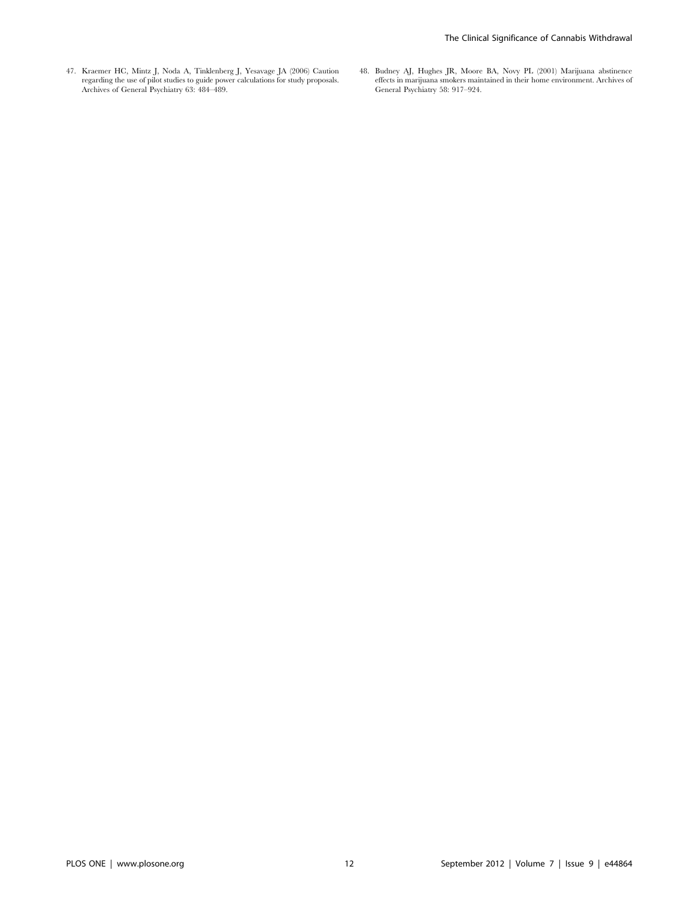47. Kraemer HC, Mintz J, Noda A, Tinklenberg J, Yesavage JA (2006) Caution regarding the use of pilot studies to guide power calculations for study proposals. Archives of General Psychiatry 63: 484–489.

48. Budney AJ, Hughes JR, Moore BA, Novy PL (2001) Marijuana abstinence effects in marijuana smokers maintained in their home environment. Archives of General Psychiatry 58: 917–924.